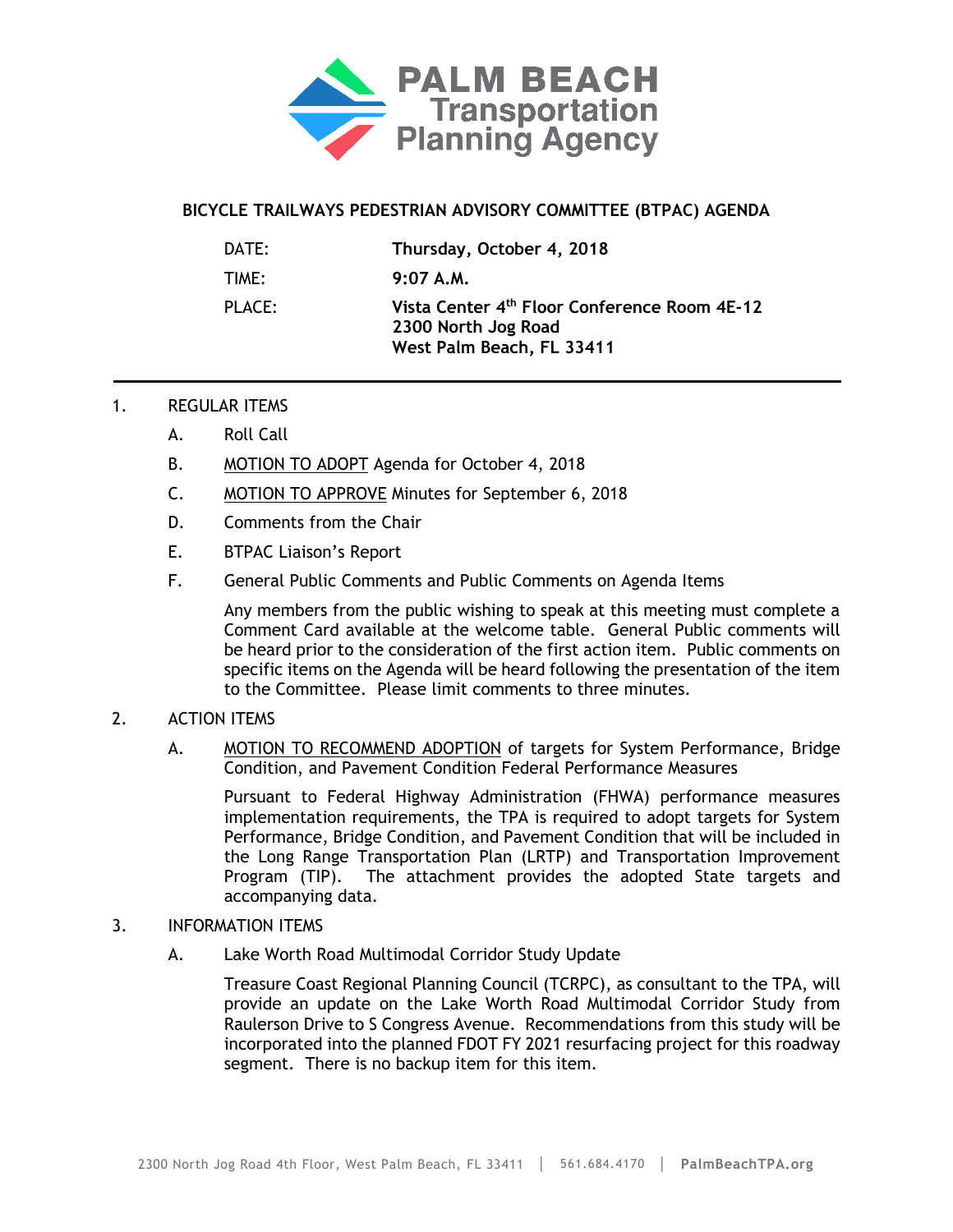# PALM BEACH Transportation Planning Agency

## BICYCLE TRAILWAYS PEDESTRIAN ADVISORY COMMITTEE (BTPAC) AGENDA

| | |
|---|---|
| DATE: | **Thursday, October 4, 2018** |
| TIME: | **9:07 A.M.** |
| PLACE: | **Vista Center 4th Floor Conference Room 4E-12**<br>**2300 North Jog Road**<br>**West Palm Beach, FL 33411** |

---

1. REGULAR ITEMS

   A. Roll Call

   B. MOTION TO ADOPT Agenda for October 4, 2018

   C. MOTION TO APPROVE Minutes for September 6, 2018

   D. Comments from the Chair

   E. BTPAC Liaison's Report

   F. General Public Comments and Public Comments on Agenda Items

      Any members from the public wishing to speak at this meeting must complete a Comment Card available at the welcome table. General Public comments will be heard prior to the consideration of the first action item. Public comments on specific items on the Agenda will be heard following the presentation of the item to the Committee. Please limit comments to three minutes.

2. ACTION ITEMS

   A. MOTION TO RECOMMEND ADOPTION of targets for System Performance, Bridge Condition, and Pavement Condition Federal Performance Measures

      Pursuant to Federal Highway Administration (FHWA) performance measures implementation requirements, the TPA is required to adopt targets for System Performance, Bridge Condition, and Pavement Condition that will be included in the Long Range Transportation Plan (LRTP) and Transportation Improvement Program (TIP). The attachment provides the adopted State targets and accompanying data.

3. INFORMATION ITEMS

   A. Lake Worth Road Multimodal Corridor Study Update

      Treasure Coast Regional Planning Council (TCRPC), as consultant to the TPA, will provide an update on the Lake Worth Road Multimodal Corridor Study from Raulerson Drive to S Congress Avenue. Recommendations from this study will be incorporated into the planned FDOT FY 2021 resurfacing project for this roadway segment. There is no backup item for this item.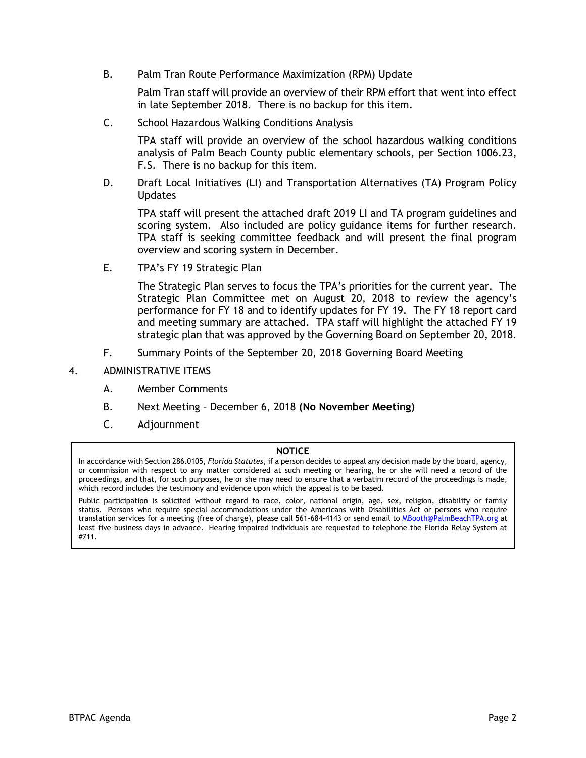B. Palm Tran Route Performance Maximization (RPM) Update

Palm Tran staff will provide an overview of their RPM effort that went into effect in late September 2018. There is no backup for this item.

C. School Hazardous Walking Conditions Analysis

TPA staff will provide an overview of the school hazardous walking conditions analysis of Palm Beach County public elementary schools, per Section 1006.23, F.S. There is no backup for this item.

D. Draft Local Initiatives (LI) and Transportation Alternatives (TA) Program Policy Updates

TPA staff will present the attached draft 2019 LI and TA program guidelines and scoring system. Also included are policy guidance items for further research. TPA staff is seeking committee feedback and will present the final program overview and scoring system in December.

E. TPA's FY 19 Strategic Plan

The Strategic Plan serves to focus the TPA's priorities for the current year. The Strategic Plan Committee met on August 20, 2018 to review the agency's performance for FY 18 and to identify updates for FY 19. The FY 18 report card and meeting summary are attached. TPA staff will highlight the attached FY 19 strategic plan that was approved by the Governing Board on September 20, 2018.

F. Summary Points of the September 20, 2018 Governing Board Meeting

4. ADMINISTRATIVE ITEMS

A. Member Comments

B. Next Meeting – December 6, 2018 **(No November Meeting)**

C. Adjournment

**NOTICE**

In accordance with Section 286.0105, *Florida Statutes*, if a person decides to appeal any decision made by the board, agency, or commission with respect to any matter considered at such meeting or hearing, he or she will need a record of the proceedings, and that, for such purposes, he or she may need to ensure that a verbatim record of the proceedings is made, which record includes the testimony and evidence upon which the appeal is to be based.

Public participation is solicited without regard to race, color, national origin, age, sex, religion, disability or family status. Persons who require special accommodations under the Americans with Disabilities Act or persons who require translation services for a meeting (free of charge), please call 561-684-4143 or send email to MBooth@PalmBeachTPA.org at least five business days in advance. Hearing impaired individuals are requested to telephone the Florida Relay System at #711.